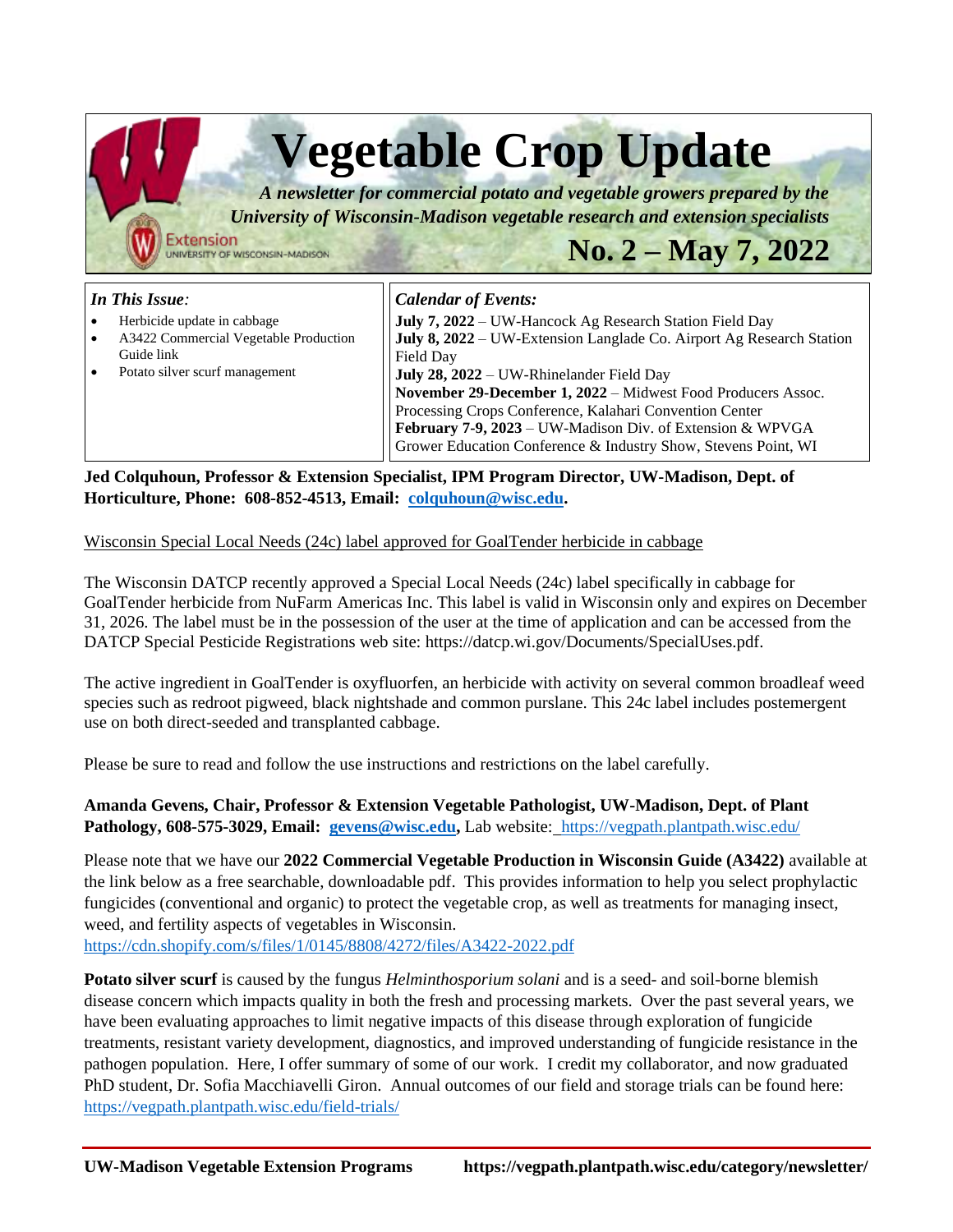# Vegetable Crop Update

*A newsletter for commercial potato and vegetable growers prepared by the University of Wisconsin-Madison vegetable research and extension specialists*

Extension
UNIVERSITY OF WISCONSIN-MADISON

## No. 2 – May 7, 2022

*In This Issue:*

- Herbicide update in cabbage
- A3422 Commercial Vegetable Production Guide link
- Potato silver scurf management

*Calendar of Events:*

**July 7, 2022** – UW-Hancock Ag Research Station Field Day
**July 8, 2022** – UW-Extension Langlade Co. Airport Ag Research Station Field Day
**July 28, 2022** – UW-Rhinelander Field Day
**November 29-December 1, 2022** – Midwest Food Producers Assoc. Processing Crops Conference, Kalahari Convention Center
**February 7-9, 2023** – UW-Madison Div. of Extension & WPVGA Grower Education Conference & Industry Show, Stevens Point, WI

**Jed Colquhoun, Professor & Extension Specialist, IPM Program Director, UW-Madison, Dept. of Horticulture, Phone: 608-852-4513, Email: colquhoun@wisc.edu.**

Wisconsin Special Local Needs (24c) label approved for GoalTender herbicide in cabbage

The Wisconsin DATCP recently approved a Special Local Needs (24c) label specifically in cabbage for GoalTender herbicide from NuFarm Americas Inc. This label is valid in Wisconsin only and expires on December 31, 2026. The label must be in the possession of the user at the time of application and can be accessed from the DATCP Special Pesticide Registrations web site: https://datcp.wi.gov/Documents/SpecialUses.pdf.

The active ingredient in GoalTender is oxyfluorfen, an herbicide with activity on several common broadleaf weed species such as redroot pigweed, black nightshade and common purslane. This 24c label includes postemergent use on both direct-seeded and transplanted cabbage.

Please be sure to read and follow the use instructions and restrictions on the label carefully.

**Amanda Gevens, Chair, Professor & Extension Vegetable Pathologist, UW-Madison, Dept. of Plant Pathology, 608-575-3029, Email: gevens@wisc.edu,** Lab website: https://vegpath.plantpath.wisc.edu/

Please note that we have our **2022 Commercial Vegetable Production in Wisconsin Guide (A3422)** available at the link below as a free searchable, downloadable pdf. This provides information to help you select prophylactic fungicides (conventional and organic) to protect the vegetable crop, as well as treatments for managing insect, weed, and fertility aspects of vegetables in Wisconsin.
https://cdn.shopify.com/s/files/1/0145/8808/4272/files/A3422-2022.pdf

**Potato silver scurf** is caused by the fungus *Helminthosporium solani* and is a seed- and soil-borne blemish disease concern which impacts quality in both the fresh and processing markets. Over the past several years, we have been evaluating approaches to limit negative impacts of this disease through exploration of fungicide treatments, resistant variety development, diagnostics, and improved understanding of fungicide resistance in the pathogen population. Here, I offer summary of some of our work. I credit my collaborator, and now graduated PhD student, Dr. Sofia Macchiavelli Giron. Annual outcomes of our field and storage trials can be found here: https://vegpath.plantpath.wisc.edu/field-trials/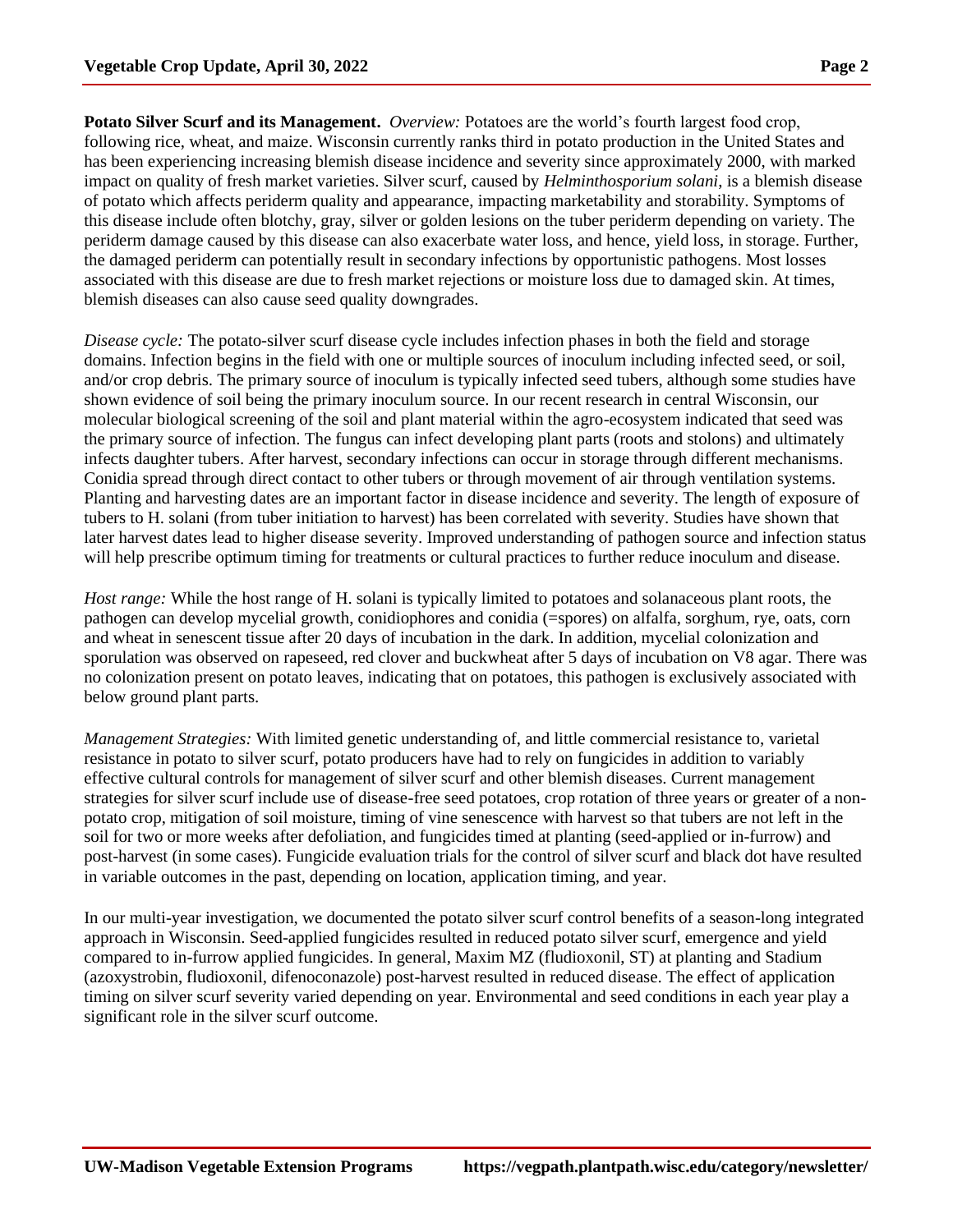**Potato Silver Scurf and its Management.** *Overview:* Potatoes are the world's fourth largest food crop, following rice, wheat, and maize. Wisconsin currently ranks third in potato production in the United States and has been experiencing increasing blemish disease incidence and severity since approximately 2000, with marked impact on quality of fresh market varieties. Silver scurf, caused by *Helminthosporium solani*, is a blemish disease of potato which affects periderm quality and appearance, impacting marketability and storability. Symptoms of this disease include often blotchy, gray, silver or golden lesions on the tuber periderm depending on variety. The periderm damage caused by this disease can also exacerbate water loss, and hence, yield loss, in storage. Further, the damaged periderm can potentially result in secondary infections by opportunistic pathogens. Most losses associated with this disease are due to fresh market rejections or moisture loss due to damaged skin. At times, blemish diseases can also cause seed quality downgrades.

*Disease cycle:* The potato-silver scurf disease cycle includes infection phases in both the field and storage domains. Infection begins in the field with one or multiple sources of inoculum including infected seed, or soil, and/or crop debris. The primary source of inoculum is typically infected seed tubers, although some studies have shown evidence of soil being the primary inoculum source. In our recent research in central Wisconsin, our molecular biological screening of the soil and plant material within the agro-ecosystem indicated that seed was the primary source of infection. The fungus can infect developing plant parts (roots and stolons) and ultimately infects daughter tubers. After harvest, secondary infections can occur in storage through different mechanisms. Conidia spread through direct contact to other tubers or through movement of air through ventilation systems. Planting and harvesting dates are an important factor in disease incidence and severity. The length of exposure of tubers to H. solani (from tuber initiation to harvest) has been correlated with severity. Studies have shown that later harvest dates lead to higher disease severity. Improved understanding of pathogen source and infection status will help prescribe optimum timing for treatments or cultural practices to further reduce inoculum and disease.

*Host range:* While the host range of H. solani is typically limited to potatoes and solanaceous plant roots, the pathogen can develop mycelial growth, conidiophores and conidia (=spores) on alfalfa, sorghum, rye, oats, corn and wheat in senescent tissue after 20 days of incubation in the dark. In addition, mycelial colonization and sporulation was observed on rapeseed, red clover and buckwheat after 5 days of incubation on V8 agar. There was no colonization present on potato leaves, indicating that on potatoes, this pathogen is exclusively associated with below ground plant parts.

*Management Strategies:* With limited genetic understanding of, and little commercial resistance to, varietal resistance in potato to silver scurf, potato producers have had to rely on fungicides in addition to variably effective cultural controls for management of silver scurf and other blemish diseases. Current management strategies for silver scurf include use of disease-free seed potatoes, crop rotation of three years or greater of a non-potato crop, mitigation of soil moisture, timing of vine senescence with harvest so that tubers are not left in the soil for two or more weeks after defoliation, and fungicides timed at planting (seed-applied or in-furrow) and post-harvest (in some cases). Fungicide evaluation trials for the control of silver scurf and black dot have resulted in variable outcomes in the past, depending on location, application timing, and year.

In our multi-year investigation, we documented the potato silver scurf control benefits of a season-long integrated approach in Wisconsin. Seed-applied fungicides resulted in reduced potato silver scurf, emergence and yield compared to in-furrow applied fungicides. In general, Maxim MZ (fludioxonil, ST) at planting and Stadium (azoxystrobin, fludioxonil, difenoconazole) post-harvest resulted in reduced disease. The effect of application timing on silver scurf severity varied depending on year. Environmental and seed conditions in each year play a significant role in the silver scurf outcome.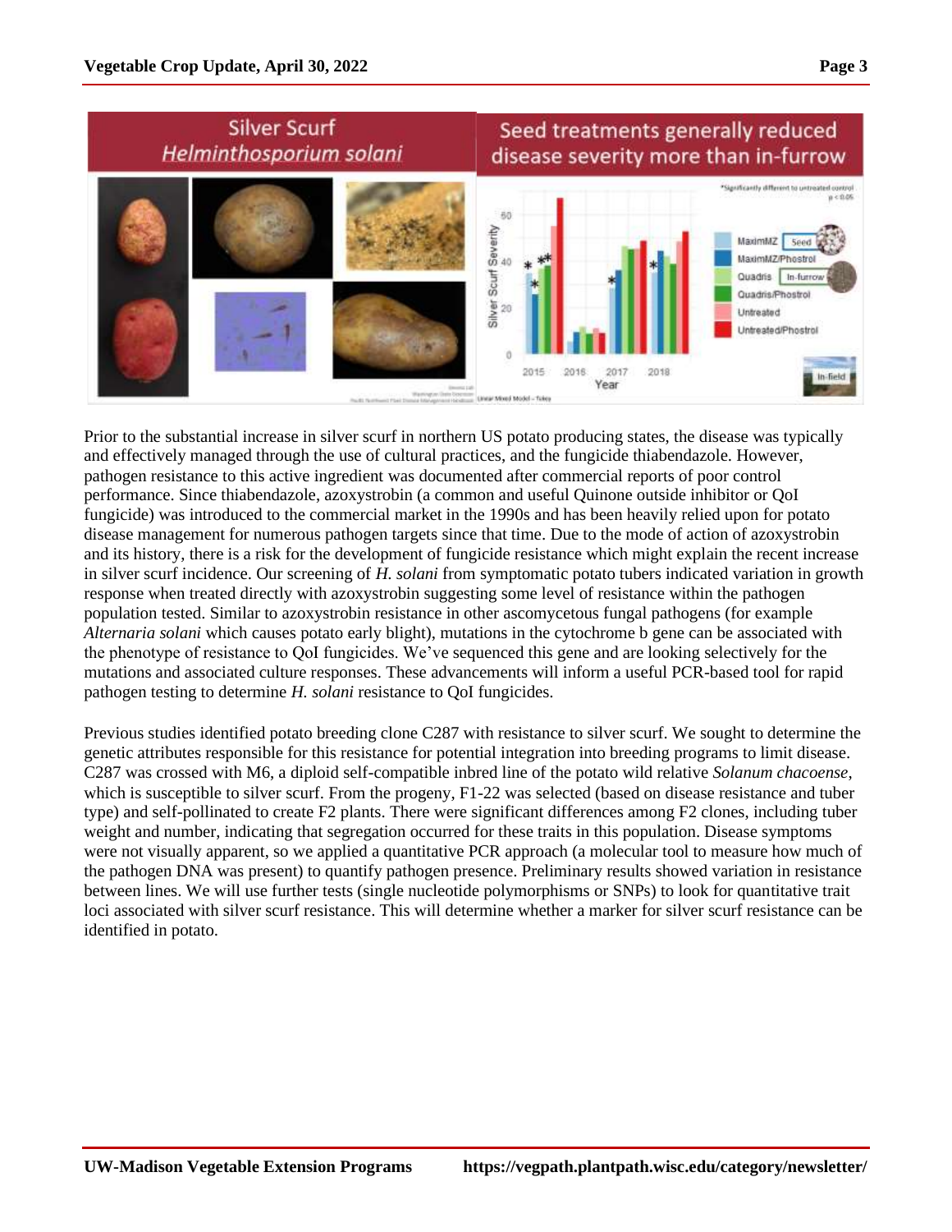Silver Scurf
*Helminthosporium solani*

Seed treatments generally reduced disease severity more than in-furrow

*Significantly different to untreated control p < 0.05

Silver Scurf Severity

60
40
20
0

2015 2016 2017 2018
Year

MaximMZ
MaximMZ/Phostrol
Quadris
Quadris/Phostrol
Untreated
Untreated/Phostrol

Seed
In-furrow
In-field

Linear Mixed Model – Tukey

Prior to the substantial increase in silver scurf in northern US potato producing states, the disease was typically and effectively managed through the use of cultural practices, and the fungicide thiabendazole. However, pathogen resistance to this active ingredient was documented after commercial reports of poor control performance. Since thiabendazole, azoxystrobin (a common and useful Quinone outside inhibitor or QoI fungicide) was introduced to the commercial market in the 1990s and has been heavily relied upon for potato disease management for numerous pathogen targets since that time. Due to the mode of action of azoxystrobin and its history, there is a risk for the development of fungicide resistance which might explain the recent increase in silver scurf incidence. Our screening of *H. solani* from symptomatic potato tubers indicated variation in growth response when treated directly with azoxystrobin suggesting some level of resistance within the pathogen population tested. Similar to azoxystrobin resistance in other ascomycetous fungal pathogens (for example *Alternaria solani* which causes potato early blight), mutations in the cytochrome b gene can be associated with the phenotype of resistance to QoI fungicides. We've sequenced this gene and are looking selectively for the mutations and associated culture responses. These advancements will inform a useful PCR-based tool for rapid pathogen testing to determine *H. solani* resistance to QoI fungicides.

Previous studies identified potato breeding clone C287 with resistance to silver scurf. We sought to determine the genetic attributes responsible for this resistance for potential integration into breeding programs to limit disease. C287 was crossed with M6, a diploid self-compatible inbred line of the potato wild relative *Solanum chacoense*, which is susceptible to silver scurf. From the progeny, F1-22 was selected (based on disease resistance and tuber type) and self-pollinated to create F2 plants. There were significant differences among F2 clones, including tuber weight and number, indicating that segregation occurred for these traits in this population. Disease symptoms were not visually apparent, so we applied a quantitative PCR approach (a molecular tool to measure how much of the pathogen DNA was present) to quantify pathogen presence. Preliminary results showed variation in resistance between lines. We will use further tests (single nucleotide polymorphisms or SNPs) to look for quantitative trait loci associated with silver scurf resistance. This will determine whether a marker for silver scurf resistance can be identified in potato.